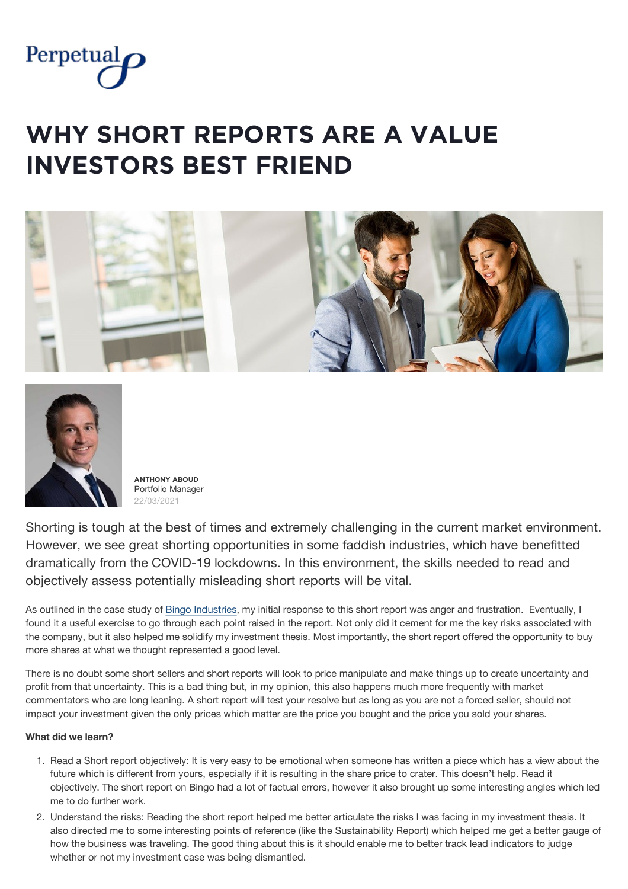# WHY SHORT REPORTS ARE A VALUE INVESTORS BEST FRIEND

**ANTHONY ABOUD**
Portfolio Manager
22/03/2021

Shorting is tough at the best of times and extremely challenging in the current market environment. However, we see great shorting opportunities in some faddish industries, which have benefitted dramatically from the COVID-19 lockdowns. In this environment, the skills needed to read and objectively assess potentially misleading short reports will be vital.

As outlined in the case study of Bingo Industries, my initial response to this short report was anger and frustration. Eventually, I found it a useful exercise to go through each point raised in the report. Not only did it cement for me the key risks associated with the company, but it also helped me solidify my investment thesis. Most importantly, the short report offered the opportunity to buy more shares at what we thought represented a good level.

There is no doubt some short sellers and short reports will look to price manipulate and make things up to create uncertainty and profit from that uncertainty. This is a bad thing but, in my opinion, this also happens much more frequently with market commentators who are long leaning. A short report will test your resolve but as long as you are not a forced seller, should not impact your investment given the only prices which matter are the price you bought and the price you sold your shares.

**What did we learn?**

1. Read a Short report objectively: It is very easy to be emotional when someone has written a piece which has a view about the future which is different from yours, especially if it is resulting in the share price to crater. This doesn't help. Read it objectively. The short report on Bingo had a lot of factual errors, however it also brought up some interesting angles which led me to do further work.
2. Understand the risks: Reading the short report helped me better articulate the risks I was facing in my investment thesis. It also directed me to some interesting points of reference (like the Sustainability Report) which helped me get a better gauge of how the business was traveling. The good thing about this is it should enable me to better track lead indicators to judge whether or not my investment case was being dismantled.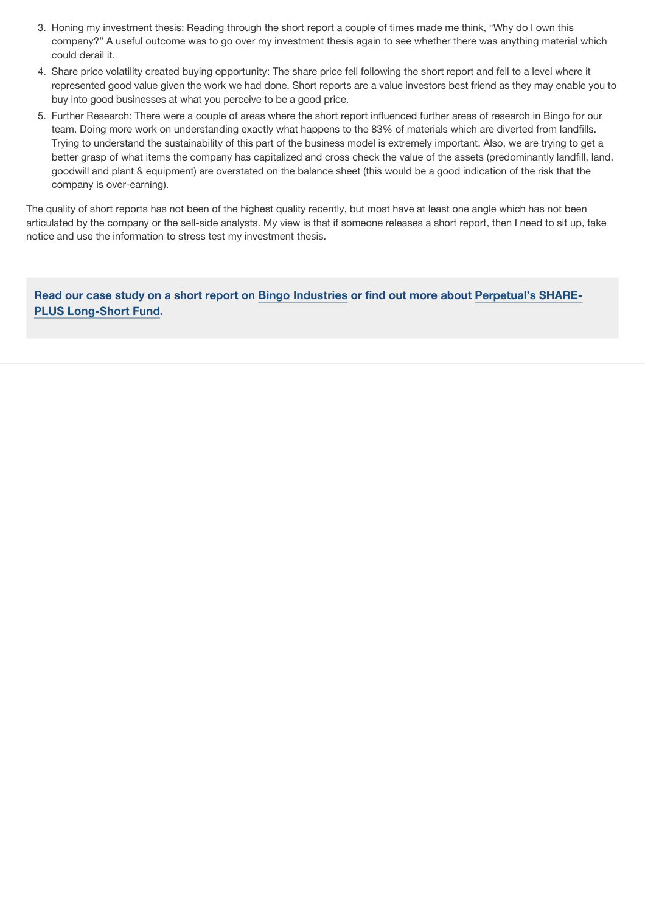3. Honing my investment thesis: Reading through the short report a couple of times made me think, "Why do I own this company?" A useful outcome was to go over my investment thesis again to see whether there was anything material which could derail it.
4. Share price volatility created buying opportunity: The share price fell following the short report and fell to a level where it represented good value given the work we had done. Short reports are a value investors best friend as they may enable you to buy into good businesses at what you perceive to be a good price.
5. Further Research: There were a couple of areas where the short report influenced further areas of research in Bingo for our team. Doing more work on understanding exactly what happens to the 83% of materials which are diverted from landfills. Trying to understand the sustainability of this part of the business model is extremely important. Also, we are trying to get a better grasp of what items the company has capitalized and cross check the value of the assets (predominantly landfill, land, goodwill and plant & equipment) are overstated on the balance sheet (this would be a good indication of the risk that the company is over-earning).

The quality of short reports has not been of the highest quality recently, but most have at least one angle which has not been articulated by the company or the sell-side analysts. My view is that if someone releases a short report, then I need to sit up, take notice and use the information to stress test my investment thesis.

**Read our case study on a short report on Bingo Industries or find out more about Perpetual's SHARE-PLUS Long-Short Fund.**